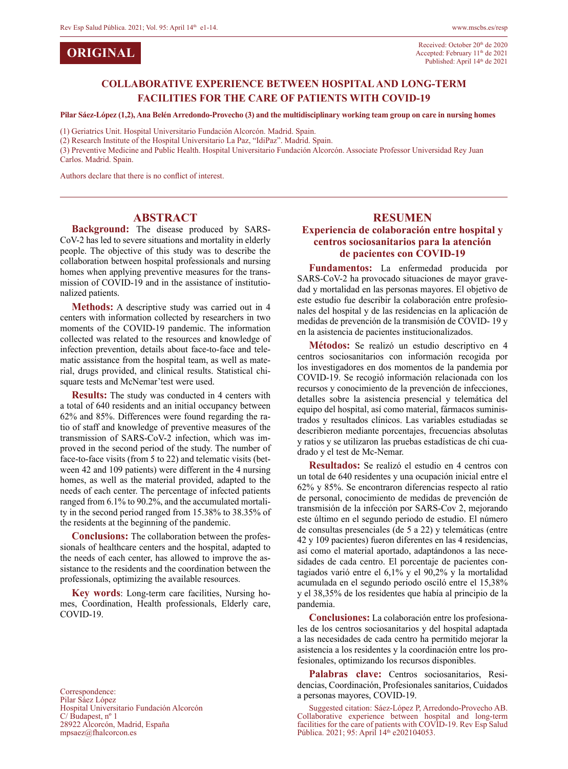ORIGINAL

Received: October 20th de 2020
Accepted: February 11th de 2021
Published: April 14th de 2021

# COLLABORATIVE EXPERIENCE BETWEEN HOSPITAL AND LONG-TERM FACILITIES FOR THE CARE OF PATIENTS WITH COVID-19

**Pilar Sáez-López (1,2), Ana Belén Arredondo-Provecho (3) and the multidisciplinary working team group on care in nursing homes**

(1) Geriatrics Unit. Hospital Universitario Fundación Alcorcón. Madrid. Spain.
(2) Research Institute of the Hospital Universitario La Paz, "IdiPaz". Madrid. Spain.
(3) Preventive Medicine and Public Health. Hospital Universitario Fundación Alcorcón. Associate Professor Universidad Rey Juan Carlos. Madrid. Spain.

Authors declare that there is no conflict of interest.

## ABSTRACT

**Background:** The disease produced by SARS-CoV-2 has led to severe situations and mortality in elderly people. The objective of this study was to describe the collaboration between hospital professionals and nursing homes when applying preventive measures for the transmission of COVID-19 and in the assistance of institutionalized patients.

**Methods:** A descriptive study was carried out in 4 centers with information collected by researchers in two moments of the COVID-19 pandemic. The information collected was related to the resources and knowledge of infection prevention, details about face-to-face and telematic assistance from the hospital team, as well as material, drugs provided, and clinical results. Statistical chi-square tests and McNemar'test were used.

**Results:** The study was conducted in 4 centers with a total of 640 residents and an initial occupancy between 62% and 85%. Differences were found regarding the ratio of staff and knowledge of preventive measures of the transmission of SARS-CoV-2 infection, which was improved in the second period of the study. The number of face-to-face visits (from 5 to 22) and telematic visits (between 42 and 109 patients) were different in the 4 nursing homes, as well as the material provided, adapted to the needs of each center. The percentage of infected patients ranged from 6.1% to 90.2%, and the accumulated mortality in the second period ranged from 15.38% to 38.35% of the residents at the beginning of the pandemic.

**Conclusions:** The collaboration between the professionals of healthcare centers and the hospital, adapted to the needs of each center, has allowed to improve the assistance to the residents and the coordination between the professionals, optimizing the available resources.

**Key words**: Long-term care facilities, Nursing homes, Coordination, Health professionals, Elderly care, COVID-19.

## RESUMEN

### Experiencia de colaboración entre hospital y centros sociosanitarios para la atención de pacientes con COVID-19

**Fundamentos:** La enfermedad producida por SARS-CoV-2 ha provocado situaciones de mayor gravedad y mortalidad en las personas mayores. El objetivo de este estudio fue describir la colaboración entre profesionales del hospital y de las residencias en la aplicación de medidas de prevención de la transmisión de COVID- 19 y en la asistencia de pacientes institucionalizados.

**Métodos:** Se realizó un estudio descriptivo en 4 centros sociosanitarios con información recogida por los investigadores en dos momentos de la pandemia por COVID-19. Se recogió información relacionada con los recursos y conocimiento de la prevención de infecciones, detalles sobre la asistencia presencial y telemática del equipo del hospital, así como material, fármacos suministrados y resultados clínicos. Las variables estudiadas se describieron mediante porcentajes, frecuencias absolutas y ratios y se utilizaron las pruebas estadísticas de chi cuadrado y el test de Mc-Nemar.

**Resultados:** Se realizó el estudio en 4 centros con un total de 640 residentes y una ocupación inicial entre el 62% y 85%. Se encontraron diferencias respecto al ratio de personal, conocimiento de medidas de prevención de transmisión de la infección por SARS-Cov 2, mejorando este último en el segundo periodo de estudio. El número de consultas presenciales (de 5 a 22) y telemáticas (entre 42 y 109 pacientes) fueron diferentes en las 4 residencias, así como el material aportado, adaptándonos a las necesidades de cada centro. El porcentaje de pacientes contagiados varió entre el 6,1% y el 90,2% y la mortalidad acumulada en el segundo periodo osciló entre el 15,38% y el 38,35% de los residentes que había al principio de la pandemia.

**Conclusiones:** La colaboración entre los profesionales de los centros sociosanitarios y del hospital adaptada a las necesidades de cada centro ha permitido mejorar la asistencia a los residentes y la coordinación entre los profesionales, optimizando los recursos disponibles.

**Palabras clave:** Centros sociosanitarios, Residencias, Coordinación, Profesionales sanitarios, Cuidados a personas mayores, COVID-19.

Correspondence:
Pilar Sáez López
Hospital Universitario Fundación Alcorcón
C/ Budapest, nº 1
28922 Alcorcón, Madrid, España
mpsaez@fhalcorcon.es

Suggested citation: Sáez-López P, Arredondo-Provecho AB. Collaborative experience between hospital and long-term facilities for the care of patients with COVID-19. Rev Esp Salud Pública. 2021; 95: April 14th e202104053.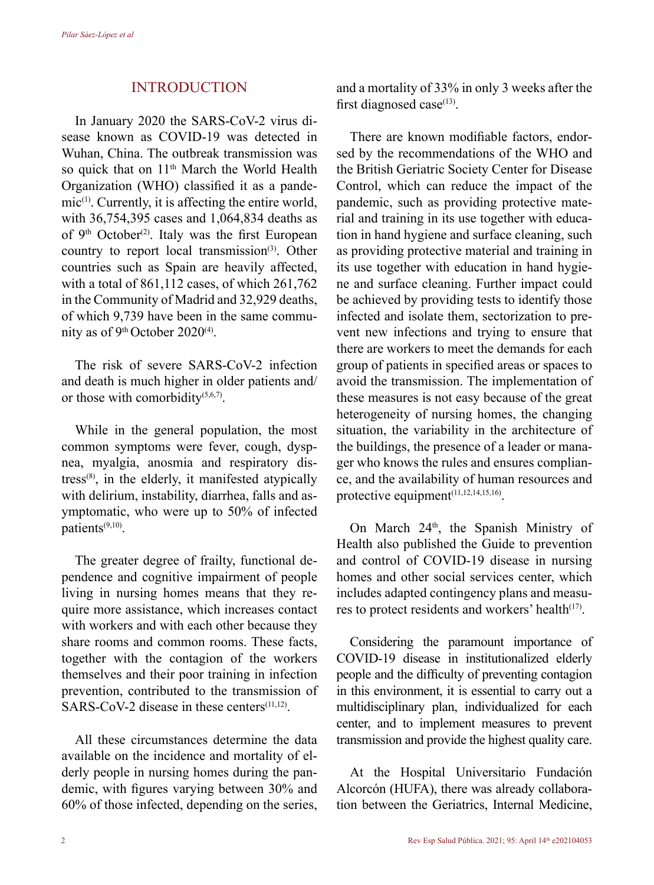## INTRODUCTION

In January 2020 the SARS-CoV-2 virus disease known as COVID-19 was detected in Wuhan, China. The outbreak transmission was so quick that on 11th March the World Health Organization (WHO) classified it as a pandemic[1]. Currently, it is affecting the entire world, with 36,754,395 cases and 1,064,834 deaths as of 9th October[2]. Italy was the first European country to report local transmission[3]. Other countries such as Spain are heavily affected, with a total of 861,112 cases, of which 261,762 in the Community of Madrid and 32,929 deaths, of which 9,739 have been in the same community as of 9th October 2020[4].

The risk of severe SARS-CoV-2 infection and death is much higher in older patients and/or those with comorbidity[5,6,7].

While in the general population, the most common symptoms were fever, cough, dyspnea, myalgia, anosmia and respiratory distress[8], in the elderly, it manifested atypically with delirium, instability, diarrhea, falls and asymptomatic, who were up to 50% of infected patients[9,10].

The greater degree of frailty, functional dependence and cognitive impairment of people living in nursing homes means that they require more assistance, which increases contact with workers and with each other because they share rooms and common rooms. These facts, together with the contagion of the workers themselves and their poor training in infection prevention, contributed to the transmission of SARS-CoV-2 disease in these centers[11,12].

All these circumstances determine the data available on the incidence and mortality of elderly people in nursing homes during the pandemic, with figures varying between 30% and 60% of those infected, depending on the series, and a mortality of 33% in only 3 weeks after the first diagnosed case[13].

There are known modifiable factors, endorsed by the recommendations of the WHO and the British Geriatric Society Center for Disease Control, which can reduce the impact of the pandemic, such as providing protective material and training in its use together with education in hand hygiene and surface cleaning, such as providing protective material and training in its use together with education in hand hygiene and surface cleaning. Further impact could be achieved by providing tests to identify those infected and isolate them, sectorization to prevent new infections and trying to ensure that there are workers to meet the demands for each group of patients in specified areas or spaces to avoid the transmission. The implementation of these measures is not easy because of the great heterogeneity of nursing homes, the changing situation, the variability in the architecture of the buildings, the presence of a leader or manager who knows the rules and ensures compliance, and the availability of human resources and protective equipment[11,12,14,15,16].

On March 24th, the Spanish Ministry of Health also published the Guide to prevention and control of COVID-19 disease in nursing homes and other social services center, which includes adapted contingency plans and measures to protect residents and workers' health[17].

Considering the paramount importance of COVID-19 disease in institutionalized elderly people and the difficulty of preventing contagion in this environment, it is essential to carry out a multidisciplinary plan, individualized for each center, and to implement measures to prevent transmission and provide the highest quality care.

At the Hospital Universitario Fundación Alcorcón (HUFA), there was already collaboration between the Geriatrics, Internal Medicine,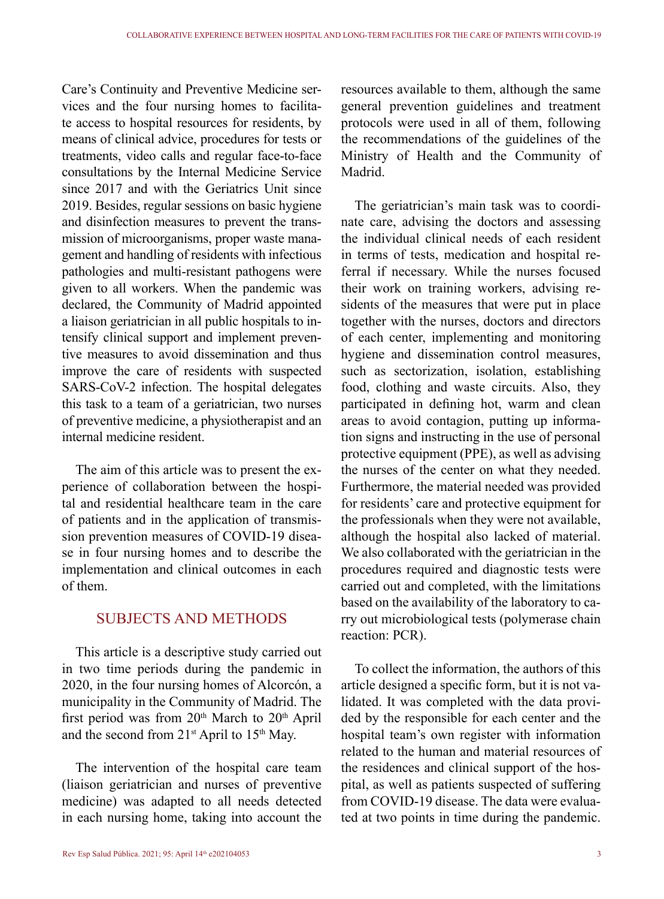Care's Continuity and Preventive Medicine services and the four nursing homes to facilitate access to hospital resources for residents, by means of clinical advice, procedures for tests or treatments, video calls and regular face-to-face consultations by the Internal Medicine Service since 2017 and with the Geriatrics Unit since 2019. Besides, regular sessions on basic hygiene and disinfection measures to prevent the transmission of microorganisms, proper waste management and handling of residents with infectious pathologies and multi-resistant pathogens were given to all workers. When the pandemic was declared, the Community of Madrid appointed a liaison geriatrician in all public hospitals to intensify clinical support and implement preventive measures to avoid dissemination and thus improve the care of residents with suspected SARS-CoV-2 infection. The hospital delegates this task to a team of a geriatrician, two nurses of preventive medicine, a physiotherapist and an internal medicine resident.

The aim of this article was to present the experience of collaboration between the hospital and residential healthcare team in the care of patients and in the application of transmission prevention measures of COVID-19 disease in four nursing homes and to describe the implementation and clinical outcomes in each of them.

## SUBJECTS AND METHODS

This article is a descriptive study carried out in two time periods during the pandemic in 2020, in the four nursing homes of Alcorcón, a municipality in the Community of Madrid. The first period was from 20th March to 20th April and the second from 21st April to 15th May.

The intervention of the hospital care team (liaison geriatrician and nurses of preventive medicine) was adapted to all needs detected in each nursing home, taking into account the resources available to them, although the same general prevention guidelines and treatment protocols were used in all of them, following the recommendations of the guidelines of the Ministry of Health and the Community of Madrid.

The geriatrician's main task was to coordinate care, advising the doctors and assessing the individual clinical needs of each resident in terms of tests, medication and hospital referral if necessary. While the nurses focused their work on training workers, advising residents of the measures that were put in place together with the nurses, doctors and directors of each center, implementing and monitoring hygiene and dissemination control measures, such as sectorization, isolation, establishing food, clothing and waste circuits. Also, they participated in defining hot, warm and clean areas to avoid contagion, putting up information signs and instructing in the use of personal protective equipment (PPE), as well as advising the nurses of the center on what they needed. Furthermore, the material needed was provided for residents' care and protective equipment for the professionals when they were not available, although the hospital also lacked of material. We also collaborated with the geriatrician in the procedures required and diagnostic tests were carried out and completed, with the limitations based on the availability of the laboratory to carry out microbiological tests (polymerase chain reaction: PCR).

To collect the information, the authors of this article designed a specific form, but it is not validated. It was completed with the data provided by the responsible for each center and the hospital team's own register with information related to the human and material resources of the residences and clinical support of the hospital, as well as patients suspected of suffering from COVID-19 disease. The data were evaluated at two points in time during the pandemic.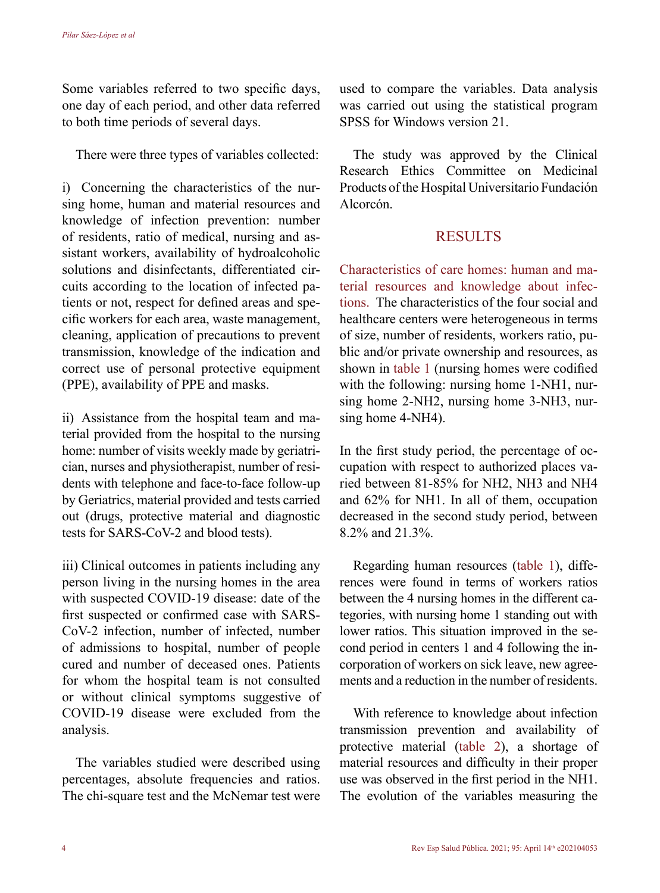Some variables referred to two specific days, one day of each period, and other data referred to both time periods of several days.

There were three types of variables collected:

i) Concerning the characteristics of the nursing home, human and material resources and knowledge of infection prevention: number of residents, ratio of medical, nursing and assistant workers, availability of hydroalcoholic solutions and disinfectants, differentiated circuits according to the location of infected patients or not, respect for defined areas and specific workers for each area, waste management, cleaning, application of precautions to prevent transmission, knowledge of the indication and correct use of personal protective equipment (PPE), availability of PPE and masks.

ii) Assistance from the hospital team and material provided from the hospital to the nursing home: number of visits weekly made by geriatrician, nurses and physiotherapist, number of residents with telephone and face-to-face follow-up by Geriatrics, material provided and tests carried out (drugs, protective material and diagnostic tests for SARS-CoV-2 and blood tests).

iii) Clinical outcomes in patients including any person living in the nursing homes in the area with suspected COVID-19 disease: date of the first suspected or confirmed case with SARS-CoV-2 infection, number of infected, number of admissions to hospital, number of people cured and number of deceased ones. Patients for whom the hospital team is not consulted or without clinical symptoms suggestive of COVID-19 disease were excluded from the analysis.

The variables studied were described using percentages, absolute frequencies and ratios. The chi-square test and the McNemar test were used to compare the variables. Data analysis was carried out using the statistical program SPSS for Windows version 21.

The study was approved by the Clinical Research Ethics Committee on Medicinal Products of the Hospital Universitario Fundación Alcorcón.

## RESULTS

**Characteristics of care homes: human and material resources and knowledge about infections.** The characteristics of the four social and healthcare centers were heterogeneous in terms of size, number of residents, workers ratio, public and/or private ownership and resources, as shown in table 1 (nursing homes were codified with the following: nursing home 1-NH1, nursing home 2-NH2, nursing home 3-NH3, nursing home 4-NH4).

In the first study period, the percentage of occupation with respect to authorized places varied between 81-85% for NH2, NH3 and NH4 and 62% for NH1. In all of them, occupation decreased in the second study period, between 8.2% and 21.3%.

Regarding human resources (table 1), differences were found in terms of workers ratios between the 4 nursing homes in the different categories, with nursing home 1 standing out with lower ratios. This situation improved in the second period in centers 1 and 4 following the incorporation of workers on sick leave, new agreements and a reduction in the number of residents.

With reference to knowledge about infection transmission prevention and availability of protective material (table 2), a shortage of material resources and difficulty in their proper use was observed in the first period in the NH1. The evolution of the variables measuring the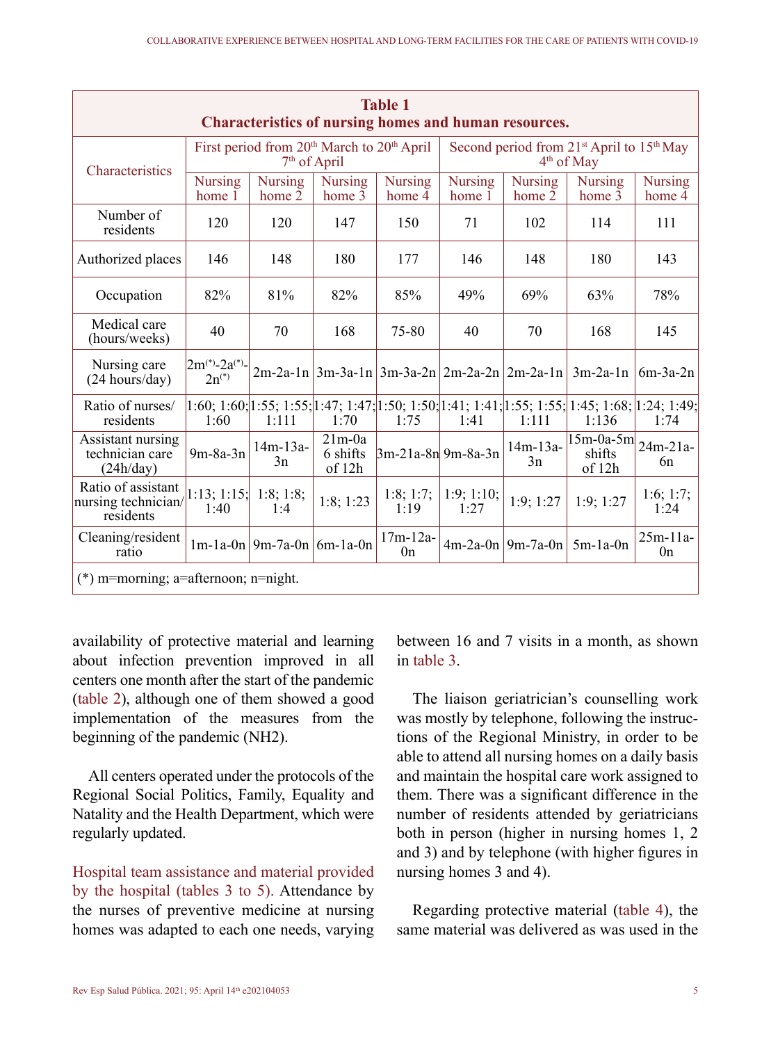**Table 1**
**Characteristics of nursing homes and human resources.**

| Characteristics | First period from 20th March to 20th April 7th of April | | | | Second period from 21st April to 15th May 4th of May | | | |
|---|---|---|---|---|---|---|---|---|
| | Nursing home 1 | Nursing home 2 | Nursing home 3 | Nursing home 4 | Nursing home 1 | Nursing home 2 | Nursing home 3 | Nursing home 4 |
| Number of residents | 120 | 120 | 147 | 150 | 71 | 102 | 114 | 111 |
| Authorized places | 146 | 148 | 180 | 177 | 146 | 148 | 180 | 143 |
| Occupation | 82% | 81% | 82% | 85% | 49% | 69% | 63% | 78% |
| Medical care (hours/weeks) | 40 | 70 | 168 | 75-80 | 40 | 70 | 168 | 145 |
| Nursing care (24 hours/day) | 2m(*)-2a(*)-2n(*) | 2m-2a-1n | 3m-3a-1n | 3m-3a-2n | 2m-2a-2n | 2m-2a-1n | 3m-2a-1n | 6m-3a-2n |
| Ratio of nurses/ residents | 1:60; 1:60; 1:60 | 1:55; 1:55; 1:111 | 1:47; 1:47; 1:70 | 1:50; 1:50; 1:75 | 1:41; 1:41; 1:41 | 1:55; 1:55; 1:111 | 1:45; 1:68; 1:136 | 1:24; 1:49; 1:74 |
| Assistant nursing technician care (24h/day) | 9m-8a-3n | 14m-13a-3n | 21m-0a 6 shifts of 12h | 3m-21a-8n | 9m-8a-3n | 14m-13a-3n | 15m-0a-5m shifts of 12h | 24m-21a-6n |
| Ratio of assistant nursing technician/ residents | 1:13; 1:15; 1:40 | 1:8; 1:8; 1:4 | 1:8; 1:23 | 1:8; 1:7; 1:19 | 1:9; 1:10; 1:27 | 1:9; 1:27 | 1:9; 1:27 | 1:6; 1:7; 1:24 |
| Cleaning/resident ratio | 1m-1a-0n | 9m-7a-0n | 6m-1a-0n | 17m-12a-0n | 4m-2a-0n | 9m-7a-0n | 5m-1a-0n | 25m-11a-0n |

(*) m=morning; a=afternoon; n=night.

availability of protective material and learning about infection prevention improved in all centers one month after the start of the pandemic (table 2), although one of them showed a good implementation of the measures from the beginning of the pandemic (NH2).

All centers operated under the protocols of the Regional Social Politics, Family, Equality and Natality and the Health Department, which were regularly updated.

Hospital team assistance and material provided by the hospital (tables 3 to 5). Attendance by the nurses of preventive medicine at nursing homes was adapted to each one needs, varying between 16 and 7 visits in a month, as shown in table 3.

The liaison geriatrician's counselling work was mostly by telephone, following the instructions of the Regional Ministry, in order to be able to attend all nursing homes on a daily basis and maintain the hospital care work assigned to them. There was a significant difference in the number of residents attended by geriatricians both in person (higher in nursing homes 1, 2 and 3) and by telephone (with higher figures in nursing homes 3 and 4).

Regarding protective material (table 4), the same material was delivered as was used in the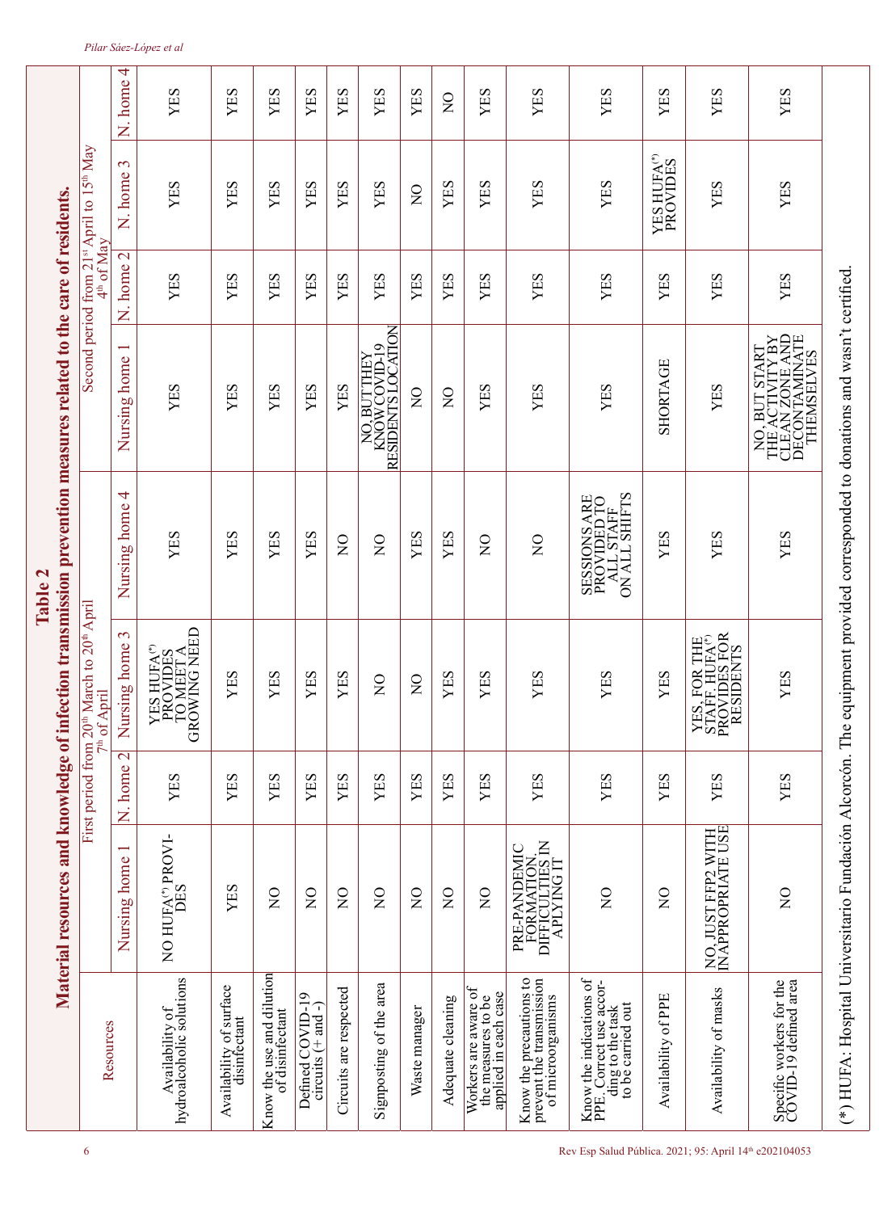**Table 2**
**Material resources and knowledge of infection transmission prevention measures related to the care of residents.**

| Resources | First period from 20th March to 20th April | | | | Second period from 21st April to 15th May | | | |
|---|---|---|---|---|---|---|---|---|
| | Nursing home 1 | N. home 2 (7th of April) | Nursing home 3 | Nursing home 4 | Nursing home 1 | N. home 2 (4th of May) | N. home 3 | N. home 4 |
| Availability of hydroalcoholic solutions | NO HUFA(*) PROVIDES | YES | YES HUFA(*) PROVIDES TO MEET A GROWING NEED | YES | YES | YES | YES | YES |
| Availability of surface disinfectant | YES | YES | YES | YES | YES | YES | YES | YES |
| Know the use and dilution of disinfectant | NO | YES | YES | YES | YES | YES | YES | YES |
| Defined COVID-19 circuits (+ and -) | NO | YES | YES | YES | YES | YES | YES | YES |
| Circuits are respected | NO | YES | YES | NO | YES | YES | YES | YES |
| Signposting of the area | NO | YES | NO | NO | NO, BUT THEY KNOW COVID-19 RESIDENTS LOCATION | YES | YES | YES |
| Waste manager | NO | YES | NO | YES | NO | YES | NO | YES |
| Adequate cleaning | NO | YES | YES | YES | NO | YES | YES | NO |
| Workers are aware of the measures to be applied in each case | NO | YES | YES | NO | YES | YES | YES | YES |
| Know the precautions to prevent the transmission of microorganisms | PRE-PANDEMIC FORMATION, DIFFICULTIES IN APLYING IT | YES | YES | NO | YES | YES | YES | YES |
| Know the indications of PPE. Correct use according to the task to be carried out | NO | YES | YES | SESSIONS ARE PROVIDED TO ALL STAFF ON ALL SHIFTS | YES | YES | YES | YES |
| Availability of PPE | NO | YES | YES | YES | SHORTAGE | YES | YES HUFA(*) PROVIDES | YES |
| Availability of masks | NO, JUST FFP2 WITH INAPPROPRIATE USE | YES | YES, FOR THE STAFF. HUFA(*) PROVIDES FOR RESIDENTS | YES | YES | YES | YES | YES |
| Specific workers for the COVID-19 defined area | NO | YES | YES | YES | NO, BUT START THE ACTIVITY BY CLEAN ZONE AND DECONTAMINATE THEMSELVES | YES | YES | YES |

(*) HUFA: Hospital Universitario Fundación Alcorcón. The equipment provided corresponded to donations and wasn't certified.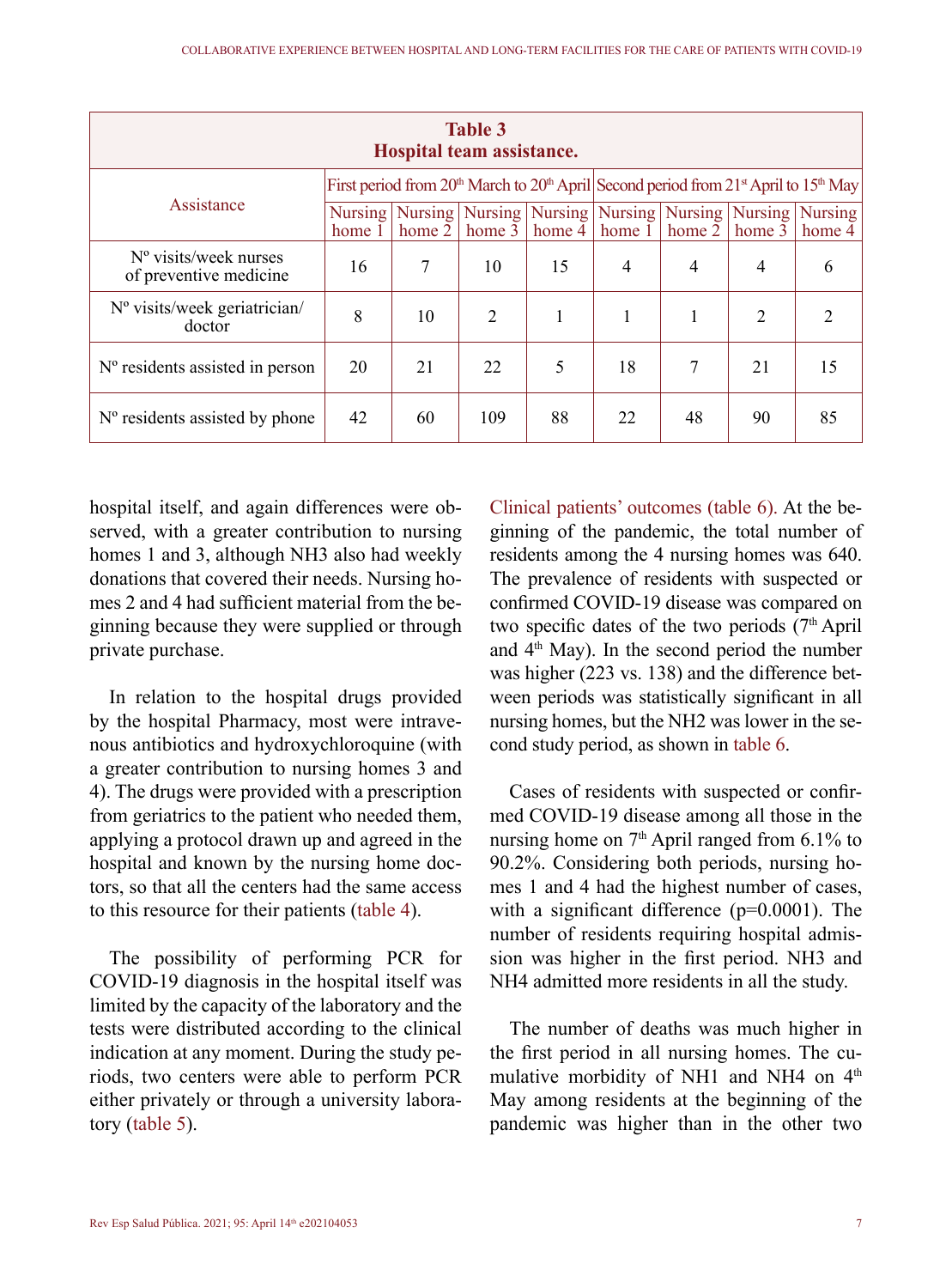**Table 3**
**Hospital team assistance.**

| Assistance | First period from 20th March to 20th April | | | | Second period from 21st April to 15th May | | | |
|---|---|---|---|---|---|---|---|---|
| | Nursing home 1 | Nursing home 2 | Nursing home 3 | Nursing home 4 | Nursing home 1 | Nursing home 2 | Nursing home 3 | Nursing home 4 |
| Nº visits/week nurses of preventive medicine | 16 | 7 | 10 | 15 | 4 | 4 | 4 | 6 |
| Nº visits/week geriatrician/ doctor | 8 | 10 | 2 | 1 | 1 | 1 | 2 | 2 |
| Nº residents assisted in person | 20 | 21 | 22 | 5 | 18 | 7 | 21 | 15 |
| Nº residents assisted by phone | 42 | 60 | 109 | 88 | 22 | 48 | 90 | 85 |

hospital itself, and again differences were observed, with a greater contribution to nursing homes 1 and 3, although NH3 also had weekly donations that covered their needs. Nursing homes 2 and 4 had sufficient material from the beginning because they were supplied or through private purchase.

In relation to the hospital drugs provided by the hospital Pharmacy, most were intravenous antibiotics and hydroxychloroquine (with a greater contribution to nursing homes 3 and 4). The drugs were provided with a prescription from geriatrics to the patient who needed them, applying a protocol drawn up and agreed in the hospital and known by the nursing home doctors, so that all the centers had the same access to this resource for their patients (table 4).

The possibility of performing PCR for COVID-19 diagnosis in the hospital itself was limited by the capacity of the laboratory and the tests were distributed according to the clinical indication at any moment. During the study periods, two centers were able to perform PCR either privately or through a university laboratory (table 5).

Clinical patients' outcomes (table 6). At the beginning of the pandemic, the total number of residents among the 4 nursing homes was 640. The prevalence of residents with suspected or confirmed COVID-19 disease was compared on two specific dates of the two periods (7th April and 4th May). In the second period the number was higher (223 vs. 138) and the difference between periods was statistically significant in all nursing homes, but the NH2 was lower in the second study period, as shown in table 6.

Cases of residents with suspected or confirmed COVID-19 disease among all those in the nursing home on 7th April ranged from 6.1% to 90.2%. Considering both periods, nursing homes 1 and 4 had the highest number of cases, with a significant difference ($p=0.0001$). The number of residents requiring hospital admission was higher in the first period. NH3 and NH4 admitted more residents in all the study.

The number of deaths was much higher in the first period in all nursing homes. The cumulative morbidity of NH1 and NH4 on 4th May among residents at the beginning of the pandemic was higher than in the other two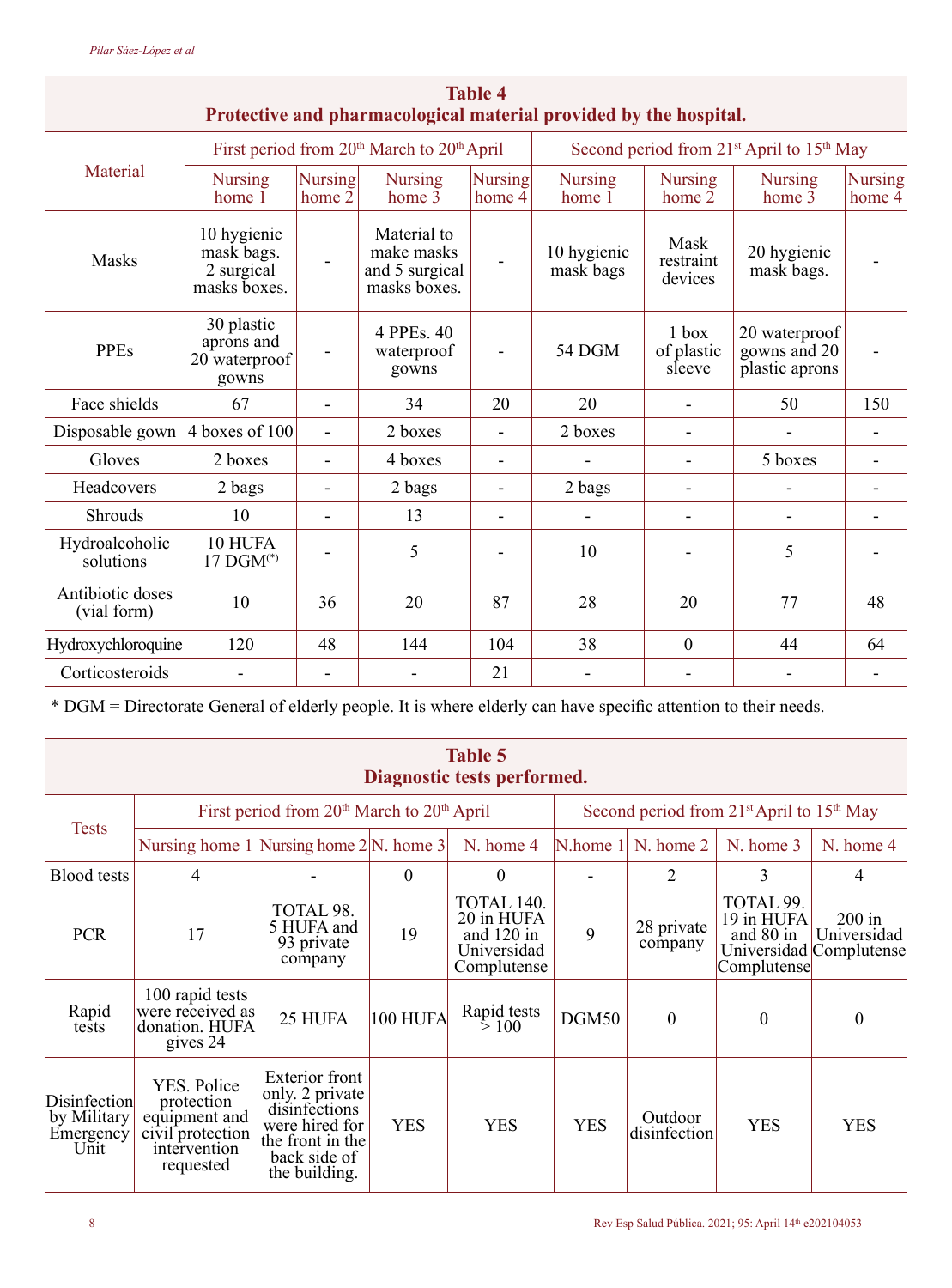**Table 4**
**Protective and pharmacological material provided by the hospital.**

| Material | First period from 20th March to 20th April | | | | Second period from 21st April to 15th May | | | |
|---|---|---|---|---|---|---|---|---|
| | Nursing home 1 | Nursing home 2 | Nursing home 3 | Nursing home 4 | Nursing home 1 | Nursing home 2 | Nursing home 3 | Nursing home 4 |
| Masks | 10 hygienic mask bags. 2 surgical masks boxes. | - | Material to make masks and 5 surgical masks boxes. | - | 10 hygienic mask bags | Mask restraint devices | 20 hygienic mask bags. | - |
| PPEs | 30 plastic aprons and 20 waterproof gowns | - | 4 PPEs. 40 waterproof gowns | - | 54 DGM | 1 box of plastic sleeve | 20 waterproof gowns and 20 plastic aprons | - |
| Face shields | 67 | - | 34 | 20 | 20 | - | 50 | 150 |
| Disposable gown | 4 boxes of 100 | - | 2 boxes | - | 2 boxes | - | - | - |
| Gloves | 2 boxes | - | 4 boxes | - | - | - | 5 boxes | - |
| Headcovers | 2 bags | - | 2 bags | - | 2 bags | - | - | - |
| Shrouds | 10 | - | 13 | - | - | - | - | - |
| Hydroalcoholic solutions | 10 HUFA 17 DGM(*) | - | 5 | - | 10 | - | 5 | - |
| Antibiotic doses (vial form) | 10 | 36 | 20 | 87 | 28 | 20 | 77 | 48 |
| Hydroxychloroquine | 120 | 48 | 144 | 104 | 38 | 0 | 44 | 64 |
| Corticosteroids | - | - | - | 21 | - | - | - | - |

* DGM = Directorate General of elderly people. It is where elderly can have specific attention to their needs.

**Table 5**
**Diagnostic tests performed.**

| Tests | First period from 20th March to 20th April | | | | Second period from 21st April to 15th May | | | |
|---|---|---|---|---|---|---|---|---|
| | Nursing home 1 | Nursing home 2 | N. home 3 | N. home 4 | N.home 1 | N. home 2 | N. home 3 | N. home 4 |
| Blood tests | 4 | - | 0 | 0 | - | 2 | 3 | 4 |
| PCR | 17 | TOTAL 98. 5 HUFA and 93 private company | 19 | TOTAL 140. 20 in HUFA and 120 in Universidad Complutense | 9 | 28 private company | TOTAL 99. 19 in HUFA and 80 in Universidad Complutense | 200 in Universidad Complutense |
| Rapid tests | 100 rapid tests were received as donation. HUFA gives 24 | 25 HUFA | 100 HUFA | Rapid tests > 100 | DGM50 | 0 | 0 | 0 |
| Disinfection by Military Emergency Unit | YES. Police protection equipment and civil protection intervention requested | Exterior front only. 2 private disinfections were hired for the front in the back side of the building. | YES | YES | YES | Outdoor disinfection | YES | YES |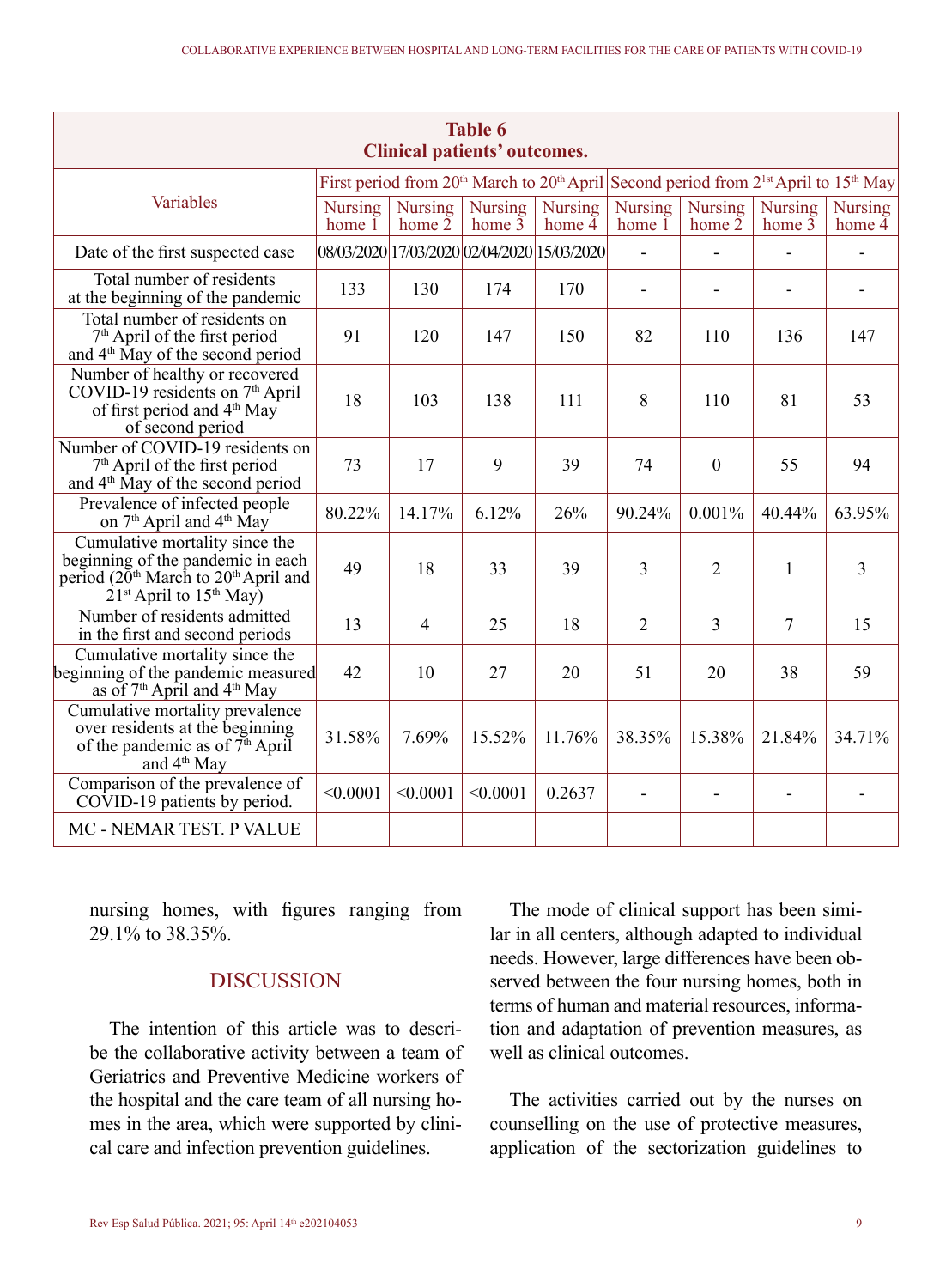**Table 6**
**Clinical patients' outcomes.**

| Variables | First period from 20th March to 20th April | | | | Second period from 21st April to 15th May | | | |
|---|---|---|---|---|---|---|---|---|
| | Nursing home 1 | Nursing home 2 | Nursing home 3 | Nursing home 4 | Nursing home 1 | Nursing home 2 | Nursing home 3 | Nursing home 4 |
| Date of the first suspected case | 08/03/2020 | 17/03/2020 | 02/04/2020 | 15/03/2020 | - | - | - | - |
| Total number of residents at the beginning of the pandemic | 133 | 130 | 174 | 170 | - | - | - | - |
| Total number of residents on 7th April of the first period and 4th May of the second period | 91 | 120 | 147 | 150 | 82 | 110 | 136 | 147 |
| Number of healthy or recovered COVID-19 residents on 7th April of first period and 4th May of second period | 18 | 103 | 138 | 111 | 8 | 110 | 81 | 53 |
| Number of COVID-19 residents on 7th April of the first period and 4th May of the second period | 73 | 17 | 9 | 39 | 74 | 0 | 55 | 94 |
| Prevalence of infected people on 7th April and 4th May | 80.22% | 14.17% | 6.12% | 26% | 90.24% | 0.001% | 40.44% | 63.95% |
| Cumulative mortality since the beginning of the pandemic in each period (20th March to 20th April and 21st April to 15th May) | 49 | 18 | 33 | 39 | 3 | 2 | 1 | 3 |
| Number of residents admitted in the first and second periods | 13 | 4 | 25 | 18 | 2 | 3 | 7 | 15 |
| Cumulative mortality since the beginning of the pandemic measured as of 7th April and 4th May | 42 | 10 | 27 | 20 | 51 | 20 | 38 | 59 |
| Cumulative mortality prevalence over residents at the beginning of the pandemic as of 7th April and 4th May | 31.58% | 7.69% | 15.52% | 11.76% | 38.35% | 15.38% | 21.84% | 34.71% |
| Comparison of the prevalence of COVID-19 patients by period. | <0.0001 | <0.0001 | <0.0001 | 0.2637 | - | - | - | - |
| MC - NEMAR TEST. P VALUE | | | | | | | | |

nursing homes, with figures ranging from 29.1% to 38.35%.

## DISCUSSION

The intention of this article was to describe the collaborative activity between a team of Geriatrics and Preventive Medicine workers of the hospital and the care team of all nursing homes in the area, which were supported by clinical care and infection prevention guidelines.

The mode of clinical support has been similar in all centers, although adapted to individual needs. However, large differences have been observed between the four nursing homes, both in terms of human and material resources, information and adaptation of prevention measures, as well as clinical outcomes.

The activities carried out by the nurses on counselling on the use of protective measures, application of the sectorization guidelines to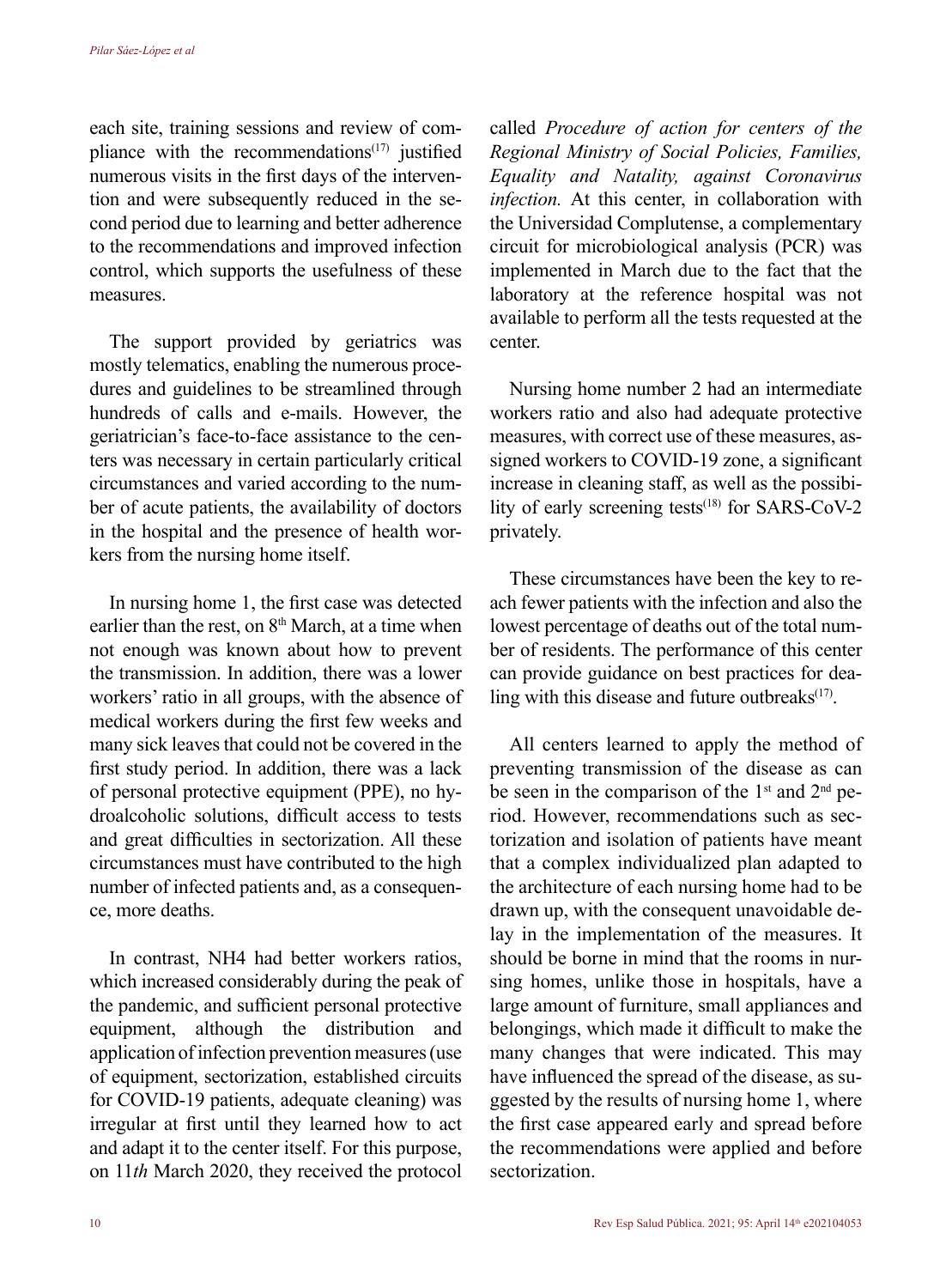each site, training sessions and review of compliance with the recommendations[17] justified numerous visits in the first days of the intervention and were subsequently reduced in the second period due to learning and better adherence to the recommendations and improved infection control, which supports the usefulness of these measures.

The support provided by geriatrics was mostly telematics, enabling the numerous procedures and guidelines to be streamlined through hundreds of calls and e-mails. However, the geriatrician's face-to-face assistance to the centers was necessary in certain particularly critical circumstances and varied according to the number of acute patients, the availability of doctors in the hospital and the presence of health workers from the nursing home itself.

In nursing home 1, the first case was detected earlier than the rest, on 8th March, at a time when not enough was known about how to prevent the transmission. In addition, there was a lower workers' ratio in all groups, with the absence of medical workers during the first few weeks and many sick leaves that could not be covered in the first study period. In addition, there was a lack of personal protective equipment (PPE), no hydroalcoholic solutions, difficult access to tests and great difficulties in sectorization. All these circumstances must have contributed to the high number of infected patients and, as a consequence, more deaths.

In contrast, NH4 had better workers ratios, which increased considerably during the peak of the pandemic, and sufficient personal protective equipment, although the distribution and application of infection prevention measures (use of equipment, sectorization, established circuits for COVID-19 patients, adequate cleaning) was irregular at first until they learned how to act and adapt it to the center itself. For this purpose, on 11*th* March 2020, they received the protocol called *Procedure of action for centers of the Regional Ministry of Social Policies, Families, Equality and Natality, against Coronavirus infection.* At this center, in collaboration with the Universidad Complutense, a complementary circuit for microbiological analysis (PCR) was implemented in March due to the fact that the laboratory at the reference hospital was not available to perform all the tests requested at the center.

Nursing home number 2 had an intermediate workers ratio and also had adequate protective measures, with correct use of these measures, assigned workers to COVID-19 zone, a significant increase in cleaning staff, as well as the possibility of early screening tests[18] for SARS-CoV-2 privately.

These circumstances have been the key to reach fewer patients with the infection and also the lowest percentage of deaths out of the total number of residents. The performance of this center can provide guidance on best practices for dealing with this disease and future outbreaks[17].

All centers learned to apply the method of preventing transmission of the disease as can be seen in the comparison of the 1st and 2nd period. However, recommendations such as sectorization and isolation of patients have meant that a complex individualized plan adapted to the architecture of each nursing home had to be drawn up, with the consequent unavoidable delay in the implementation of the measures. It should be borne in mind that the rooms in nursing homes, unlike those in hospitals, have a large amount of furniture, small appliances and belongings, which made it difficult to make the many changes that were indicated. This may have influenced the spread of the disease, as suggested by the results of nursing home 1, where the first case appeared early and spread before the recommendations were applied and before sectorization.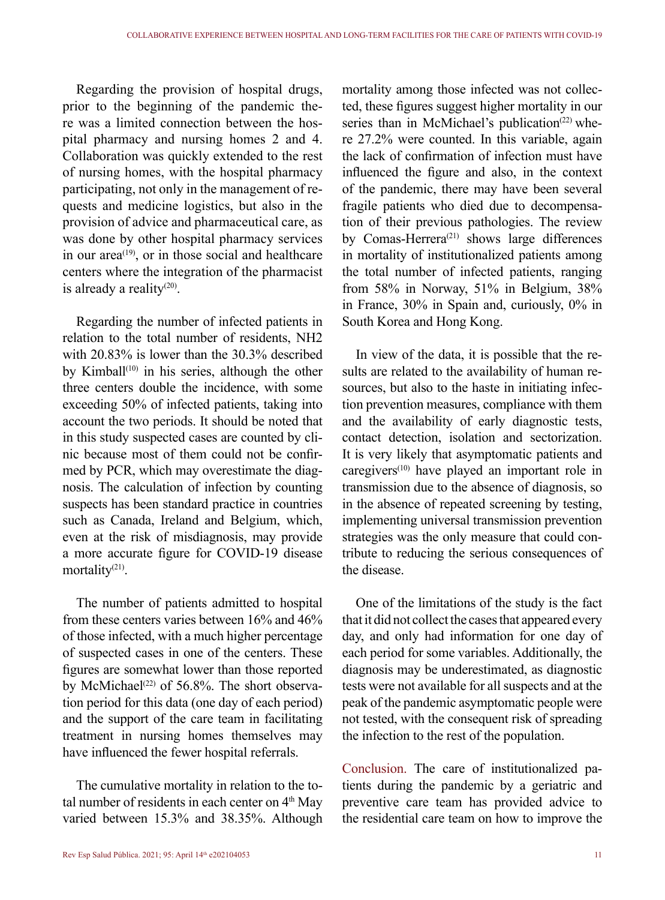Regarding the provision of hospital drugs, prior to the beginning of the pandemic there was a limited connection between the hospital pharmacy and nursing homes 2 and 4. Collaboration was quickly extended to the rest of nursing homes, with the hospital pharmacy participating, not only in the management of requests and medicine logistics, but also in the provision of advice and pharmaceutical care, as was done by other hospital pharmacy services in our area[19], or in those social and healthcare centers where the integration of the pharmacist is already a reality[20].

Regarding the number of infected patients in relation to the total number of residents, NH2 with 20.83% is lower than the 30.3% described by Kimball[10] in his series, although the other three centers double the incidence, with some exceeding 50% of infected patients, taking into account the two periods. It should be noted that in this study suspected cases are counted by clinic because most of them could not be confirmed by PCR, which may overestimate the diagnosis. The calculation of infection by counting suspects has been standard practice in countries such as Canada, Ireland and Belgium, which, even at the risk of misdiagnosis, may provide a more accurate figure for COVID-19 disease mortality[21].

The number of patients admitted to hospital from these centers varies between 16% and 46% of those infected, with a much higher percentage of suspected cases in one of the centers. These figures are somewhat lower than those reported by McMichael[22] of 56.8%. The short observation period for this data (one day of each period) and the support of the care team in facilitating treatment in nursing homes themselves may have influenced the fewer hospital referrals.

The cumulative mortality in relation to the total number of residents in each center on 4th May varied between 15.3% and 38.35%. Although mortality among those infected was not collected, these figures suggest higher mortality in our series than in McMichael's publication[22] where 27.2% were counted. In this variable, again the lack of confirmation of infection must have influenced the figure and also, in the context of the pandemic, there may have been several fragile patients who died due to decompensation of their previous pathologies. The review by Comas-Herrera[21] shows large differences in mortality of institutionalized patients among the total number of infected patients, ranging from 58% in Norway, 51% in Belgium, 38% in France, 30% in Spain and, curiously, 0% in South Korea and Hong Kong.

In view of the data, it is possible that the results are related to the availability of human resources, but also to the haste in initiating infection prevention measures, compliance with them and the availability of early diagnostic tests, contact detection, isolation and sectorization. It is very likely that asymptomatic patients and caregivers[10] have played an important role in transmission due to the absence of diagnosis, so in the absence of repeated screening by testing, implementing universal transmission prevention strategies was the only measure that could contribute to reducing the serious consequences of the disease.

One of the limitations of the study is the fact that it did not collect the cases that appeared every day, and only had information for one day of each period for some variables. Additionally, the diagnosis may be underestimated, as diagnostic tests were not available for all suspects and at the peak of the pandemic asymptomatic people were not tested, with the consequent risk of spreading the infection to the rest of the population.

**Conclusion.** The care of institutionalized patients during the pandemic by a geriatric and preventive care team has provided advice to the residential care team on how to improve the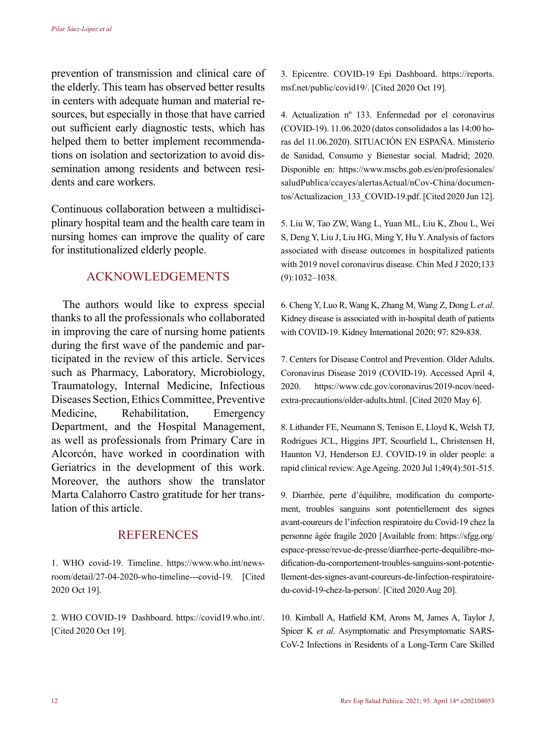prevention of transmission and clinical care of the elderly. This team has observed better results in centers with adequate human and material resources, but especially in those that have carried out sufficient early diagnostic tests, which has helped them to better implement recommendations on isolation and sectorization to avoid dissemination among residents and between residents and care workers.

Continuous collaboration between a multidisciplinary hospital team and the health care team in nursing homes can improve the quality of care for institutionalized elderly people.

## ACKNOWLEDGEMENTS

The authors would like to express special thanks to all the professionals who collaborated in improving the care of nursing home patients during the first wave of the pandemic and participated in the review of this article. Services such as Pharmacy, Laboratory, Microbiology, Traumatology, Internal Medicine, Infectious Diseases Section, Ethics Committee, Preventive Medicine, Rehabilitation, Emergency Department, and the Hospital Management, as well as professionals from Primary Care in Alcorcón, have worked in coordination with Geriatrics in the development of this work. Moreover, the authors show the translator Marta Calahorro Castro gratitude for her translation of this article.

## REFERENCES

1. WHO covid-19. Timeline. https://www.who.int/newsroom/detail/27-04-2020-who-timeline---covid-19. [Cited 2020 Oct 19].

2. WHO COVID-19 Dashboard. https://covid19.who.int/. [Cited 2020 Oct 19].

3. Epicentre. COVID-19 Epi Dashboard. https://reports.msf.net/public/covid19/. [Cited 2020 Oct 19].

4. Actualization nº 133. Enfermedad por el coronavirus (COVID-19). 11.06.2020 (datos consolidados a las 14:00 horas del 11.06.2020). SITUACIÓN EN ESPAÑA. Ministerio de Sanidad, Consumo y Bienestar social. Madrid; 2020. Disponible en: https://www.mscbs.gob.es/en/profesionales/saludPublica/ccayes/alertasActual/nCov-China/documentos/Actualizacion_133_COVID-19.pdf. [Cited 2020 Jun 12].

5. Liu W, Tao ZW, Wang L, Yuan ML, Liu K, Zhou L, Wei S, Deng Y, Liu J, Liu HG, Ming Y, Hu Y. Analysis of factors associated with disease outcomes in hospitalized patients with 2019 novel coronavirus disease. Chin Med J 2020;133 (9):1032–1038.

6. Cheng Y, Luo R, Wang K, Zhang M, Wang Z, Dong L *et al*. Kidney disease is associated with in-hospital death of patients with COVID-19. Kidney International 2020; 97: 829-838.

7. Centers for Disease Control and Prevention. Older Adults. Coronavirus Disease 2019 (COVID-19). Accessed April 4, 2020. https://www.cdc.gov/coronavirus/2019-ncov/need-extra-precautions/older-adults.html. [Cited 2020 May 6].

8. Lithander FE, Neumann S, Tenison E, Lloyd K, Welsh TJ, Rodrigues JCL, Higgins JPT, Scourfield L, Christensen H, Haunton VJ, Henderson EJ. COVID-19 in older people: a rapid clinical review. Age Ageing. 2020 Jul 1;49(4):501-515.

9. Diarrhée, perte d'équilibre, modification du comportement, troubles sanguins sont potentiellement des signes avant-coureurs de l'infection respiratoire du Covid-19 chez la personne âgée fragile 2020 [Available from: https://sfgg.org/espace-presse/revue-de-presse/diarrhee-perte-dequilibre-modification-du-comportement-troubles-sanguins-sont-potentiellement-des-signes-avant-coureurs-de-linfection-respiratoire-du-covid-19-chez-la-person/. [Cited 2020 Aug 20].

10. Kimball A, Hatfield KM, Arons M, James A, Taylor J, Spicer K *et al*. Asymptomatic and Presymptomatic SARS-CoV-2 Infections in Residents of a Long-Term Care Skilled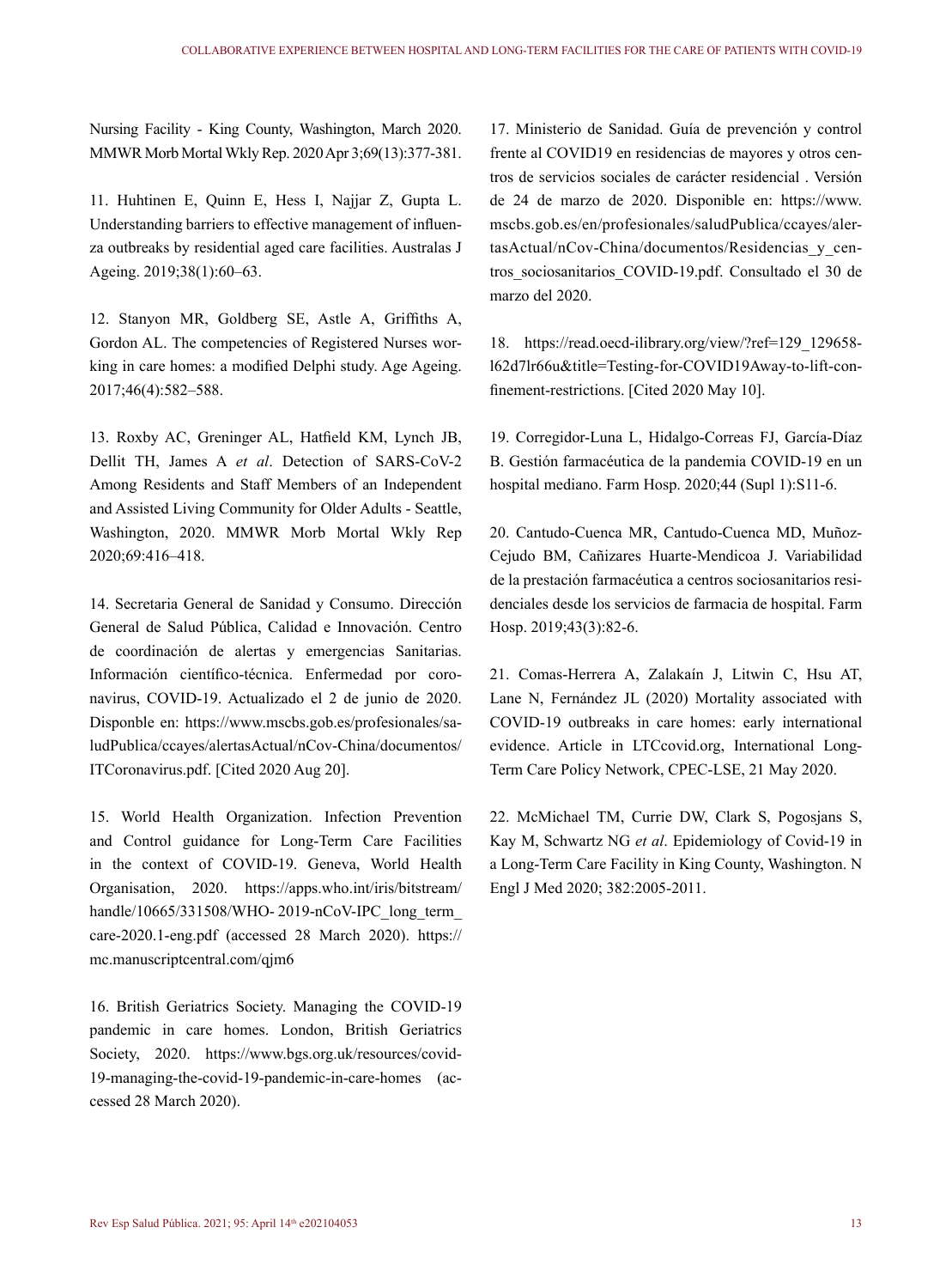Nursing Facility - King County, Washington, March 2020. MMWR Morb Mortal Wkly Rep. 2020 Apr 3;69(13):377-381.

11. Huhtinen E, Quinn E, Hess I, Najjar Z, Gupta L. Understanding barriers to effective management of influenza outbreaks by residential aged care facilities. Australas J Ageing. 2019;38(1):60–63.

12. Stanyon MR, Goldberg SE, Astle A, Griffiths A, Gordon AL. The competencies of Registered Nurses working in care homes: a modified Delphi study. Age Ageing. 2017;46(4):582–588.

13. Roxby AC, Greninger AL, Hatfield KM, Lynch JB, Dellit TH, James A *et al*. Detection of SARS-CoV-2 Among Residents and Staff Members of an Independent and Assisted Living Community for Older Adults - Seattle, Washington, 2020. MMWR Morb Mortal Wkly Rep 2020;69:416–418.

14. Secretaria General de Sanidad y Consumo. Dirección General de Salud Pública, Calidad e Innovación. Centro de coordinación de alertas y emergencias Sanitarias. Información científico-técnica. Enfermedad por coronavirus, COVID-19. Actualizado el 2 de junio de 2020. Disponble en: https://www.mscbs.gob.es/profesionales/saludPublica/ccayes/alertasActual/nCov-China/documentos/ITCoronavirus.pdf. [Cited 2020 Aug 20].

15. World Health Organization. Infection Prevention and Control guidance for Long-Term Care Facilities in the context of COVID-19. Geneva, World Health Organisation, 2020. https://apps.who.int/iris/bitstream/handle/10665/331508/WHO- 2019-nCoV-IPC_long_term_care-2020.1-eng.pdf (accessed 28 March 2020). https://mc.manuscriptcentral.com/qjm6

16. British Geriatrics Society. Managing the COVID-19 pandemic in care homes. London, British Geriatrics Society, 2020. https://www.bgs.org.uk/resources/covid-19-managing-the-covid-19-pandemic-in-care-homes (accessed 28 March 2020).

17. Ministerio de Sanidad. Guía de prevención y control frente al COVID19 en residencias de mayores y otros centros de servicios sociales de carácter residencial . Versión de 24 de marzo de 2020. Disponible en: https://www.mscbs.gob.es/en/profesionales/saludPublica/ccayes/alertasActual/nCov-China/documentos/Residencias_y_centros_sociosanitarios_COVID-19.pdf. Consultado el 30 de marzo del 2020.

18. https://read.oecd-ilibrary.org/view/?ref=129_129658-l62d7lr66u&title=Testing-for-COVID19Away-to-lift-confinement-restrictions. [Cited 2020 May 10].

19. Corregidor-Luna L, Hidalgo-Correas FJ, García-Díaz B. Gestión farmacéutica de la pandemia COVID-19 en un hospital mediano. Farm Hosp. 2020;44 (Supl 1):S11-6.

20. Cantudo-Cuenca MR, Cantudo-Cuenca MD, Muñoz-Cejudo BM, Cañizares Huarte-Mendicoa J. Variabilidad de la prestación farmacéutica a centros sociosanitarios residenciales desde los servicios de farmacia de hospital. Farm Hosp. 2019;43(3):82-6.

21. Comas-Herrera A, Zalakaín J, Litwin C, Hsu AT, Lane N, Fernández JL (2020) Mortality associated with COVID-19 outbreaks in care homes: early international evidence. Article in LTCcovid.org, International Long-Term Care Policy Network, CPEC-LSE, 21 May 2020.

22. McMichael TM, Currie DW, Clark S, Pogosjans S, Kay M, Schwartz NG *et al*. Epidemiology of Covid-19 in a Long-Term Care Facility in King County, Washington. N Engl J Med 2020; 382:2005-2011.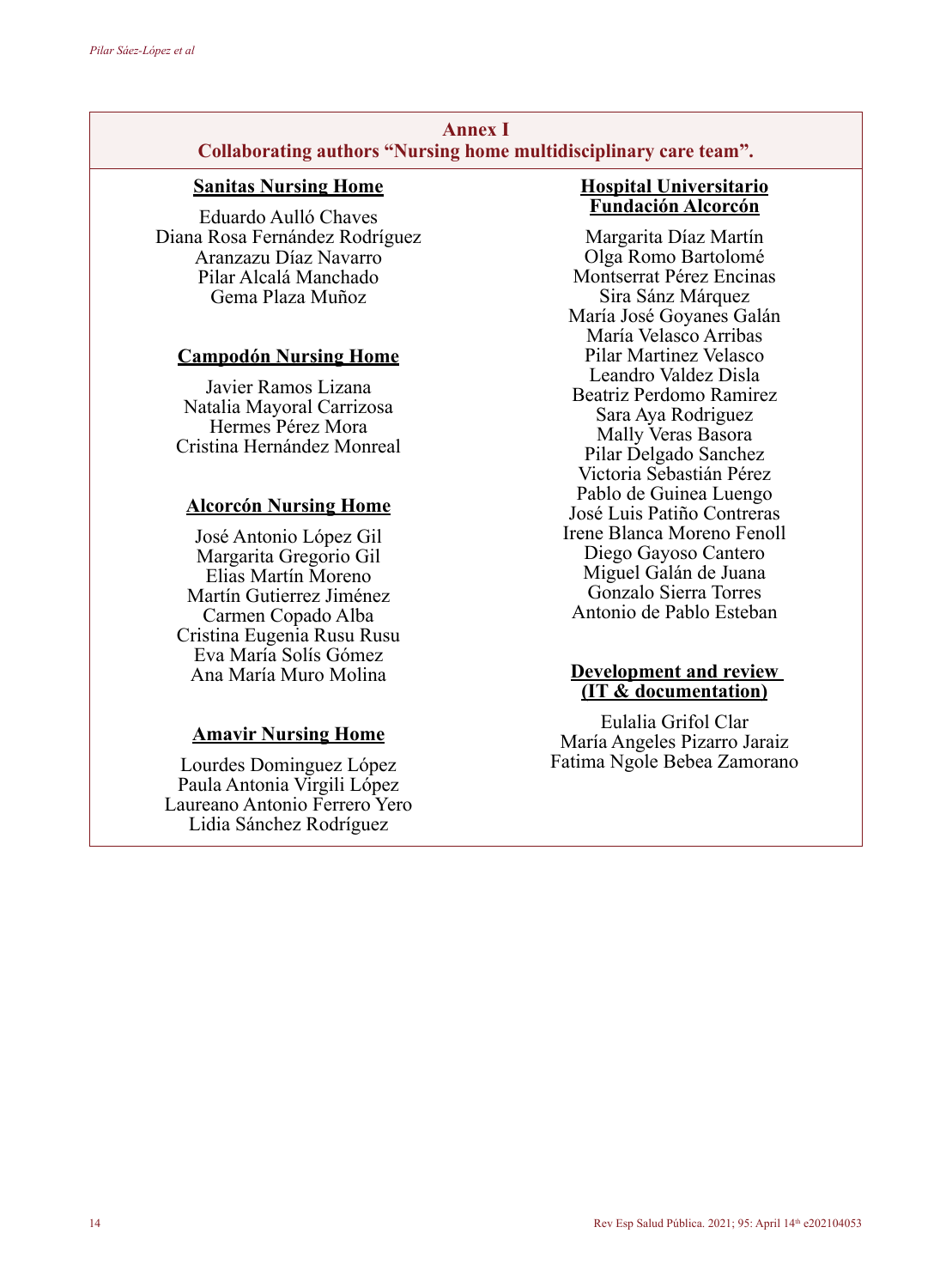## Annex I
## Collaborating authors "Nursing home multidisciplinary care team".

**Sanitas Nursing Home**

Eduardo Aulló Chaves
Diana Rosa Fernández Rodríguez
Aranzazu Díaz Navarro
Pilar Alcalá Manchado
Gema Plaza Muñoz

**Campodón Nursing Home**

Javier Ramos Lizana
Natalia Mayoral Carrizosa
Hermes Pérez Mora
Cristina Hernández Monreal

**Alcorcón Nursing Home**

José Antonio López Gil
Margarita Gregorio Gil
Elias Martín Moreno
Martín Gutierrez Jiménez
Carmen Copado Alba
Cristina Eugenia Rusu Rusu
Eva María Solís Gómez
Ana María Muro Molina

**Amavir Nursing Home**

Lourdes Dominguez López
Paula Antonia Virgili López
Laureano Antonio Ferrero Yero
Lidia Sánchez Rodríguez

**Hospital Universitario Fundación Alcorcón**

Margarita Díaz Martín
Olga Romo Bartolomé
Montserrat Pérez Encinas
Sira Sánz Márquez
María José Goyanes Galán
María Velasco Arribas
Pilar Martinez Velasco
Leandro Valdez Disla
Beatriz Perdomo Ramirez
Sara Aya Rodriguez
Mally Veras Basora
Pilar Delgado Sanchez
Victoria Sebastián Pérez
Pablo de Guinea Luengo
José Luis Patiño Contreras
Irene Blanca Moreno Fenoll
Diego Gayoso Cantero
Miguel Galán de Juana
Gonzalo Sierra Torres
Antonio de Pablo Esteban

**Development and review (IT & documentation)**

Eulalia Grifol Clar
María Angeles Pizarro Jaraiz
Fatima Ngole Bebea Zamorano